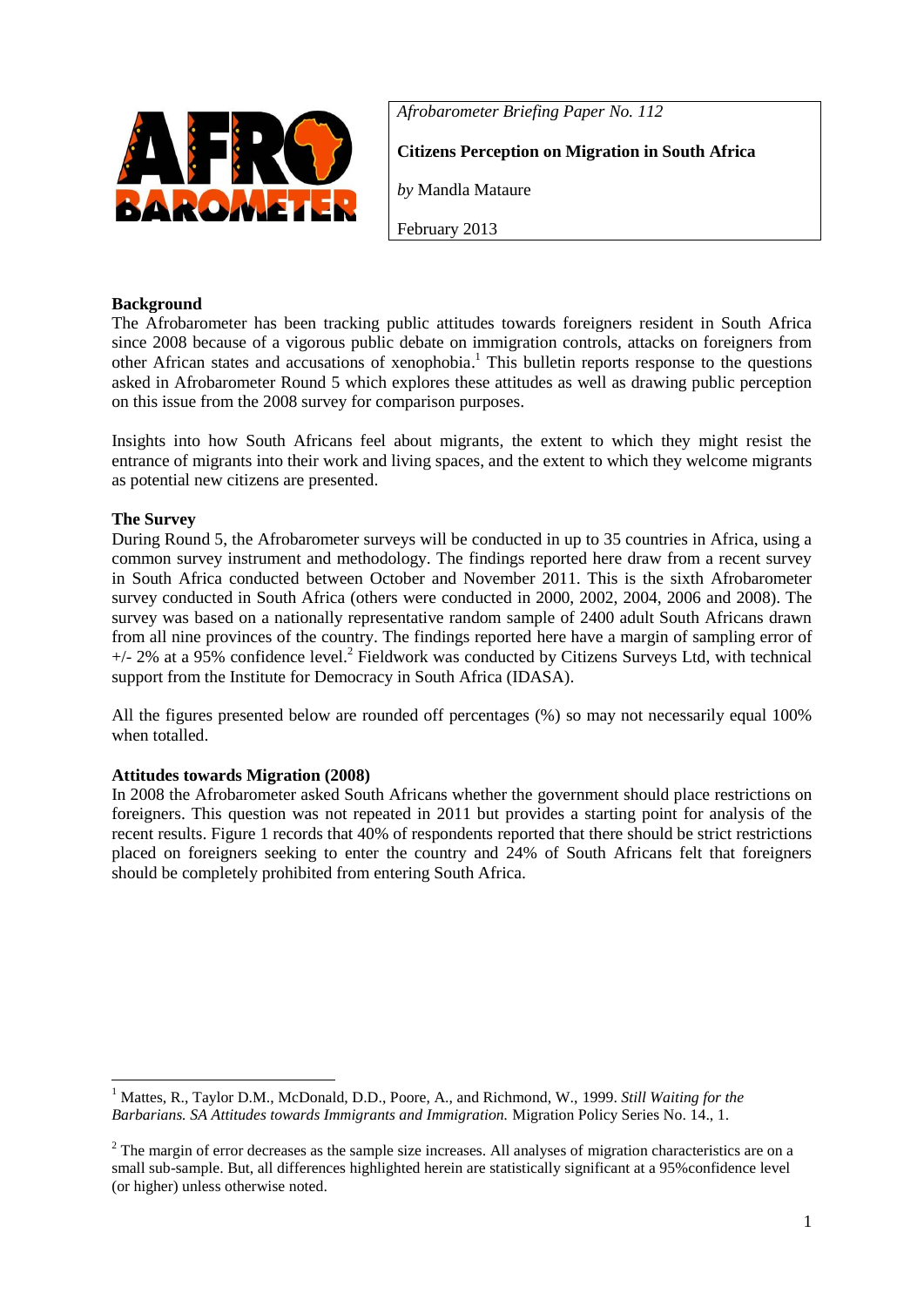*Afrobarometer Briefing Paper No. 112*

**Citizens Perception on Migration in South Africa**

*by* Mandla Mataure

February 2013

**Background**

The Afrobarometer has been tracking public attitudes towards foreigners resident in South Africa since 2008 because of a vigorous public debate on immigration controls, attacks on foreigners from other African states and accusations of xenophobia.[1] This bulletin reports response to the questions asked in Afrobarometer Round 5 which explores these attitudes as well as drawing public perception on this issue from the 2008 survey for comparison purposes.

Insights into how South Africans feel about migrants, the extent to which they might resist the entrance of migrants into their work and living spaces, and the extent to which they welcome migrants as potential new citizens are presented.

**The Survey**

During Round 5, the Afrobarometer surveys will be conducted in up to 35 countries in Africa, using a common survey instrument and methodology. The findings reported here draw from a recent survey in South Africa conducted between October and November 2011. This is the sixth Afrobarometer survey conducted in South Africa (others were conducted in 2000, 2002, 2004, 2006 and 2008). The survey was based on a nationally representative random sample of 2400 adult South Africans drawn from all nine provinces of the country. The findings reported here have a margin of sampling error of +/- 2% at a 95% confidence level.[2] Fieldwork was conducted by Citizens Surveys Ltd, with technical support from the Institute for Democracy in South Africa (IDASA).

All the figures presented below are rounded off percentages (%) so may not necessarily equal 100% when totalled.

**Attitudes towards Migration (2008)**

In 2008 the Afrobarometer asked South Africans whether the government should place restrictions on foreigners. This question was not repeated in 2011 but provides a starting point for analysis of the recent results. Figure 1 records that 40% of respondents reported that there should be strict restrictions placed on foreigners seeking to enter the country and 24% of South Africans felt that foreigners should be completely prohibited from entering South Africa.

---

[1] Mattes, R., Taylor D.M., McDonald, D.D., Poore, A., and Richmond, W., 1999. *Still Waiting for the Barbarians. SA Attitudes towards Immigrants and Immigration.* Migration Policy Series No. 14., 1.

[2] The margin of error decreases as the sample size increases. All analyses of migration characteristics are on a small sub-sample. But, all differences highlighted herein are statistically significant at a 95%confidence level (or higher) unless otherwise noted.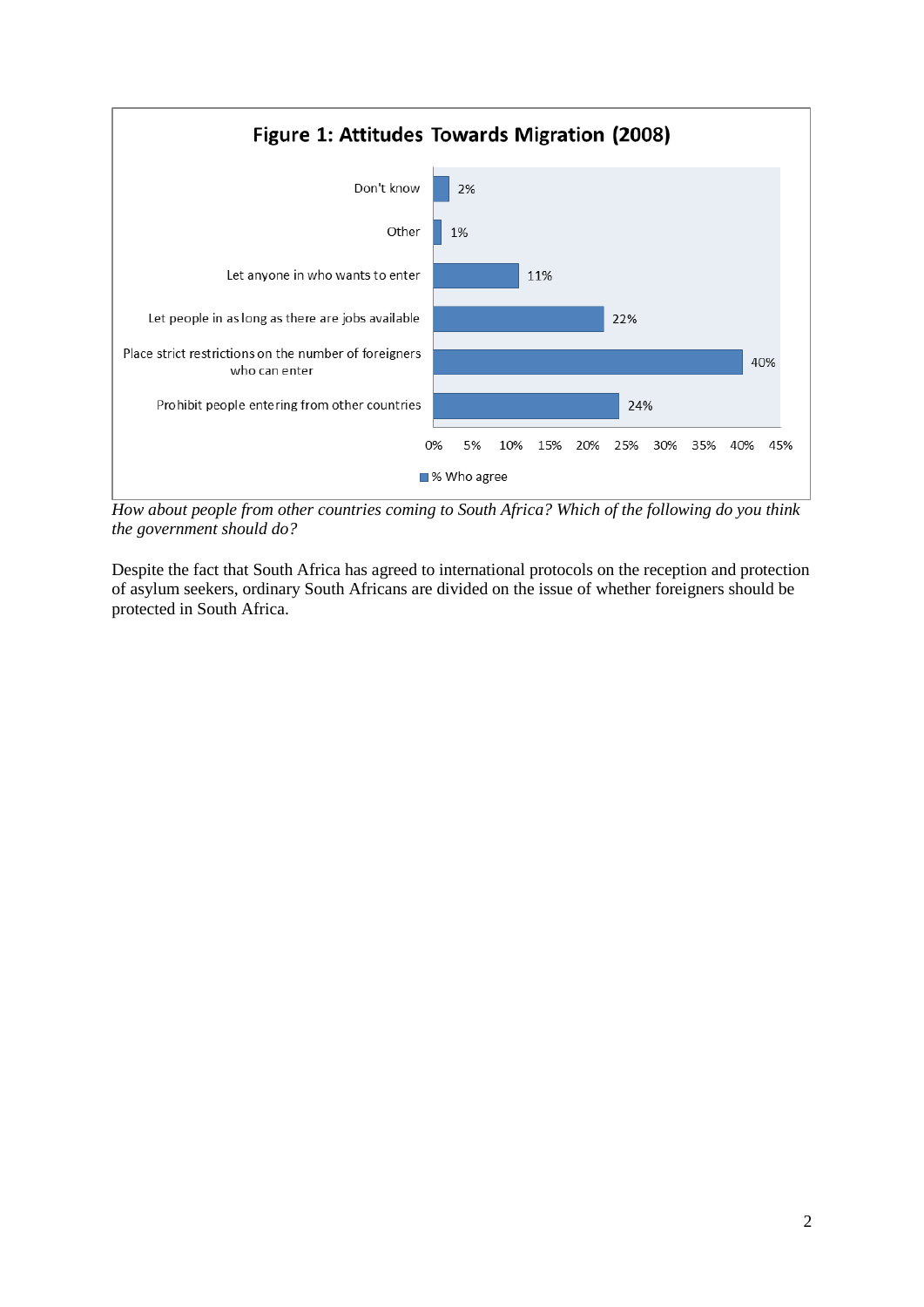**Figure 1: Attitudes Towards Migration (2008)**

| Response | % Who agree |
| --- | --- |
| Don't know | 2% |
| Other | 1% |
| Let anyone in who wants to enter | 11% |
| Let people in as long as there are jobs available | 22% |
| Place strict restrictions on the number of foreigners who can enter | 40% |
| Prohibit people entering from other countries | 24% |

*How about people from other countries coming to South Africa? Which of the following do you think the government should do?*

Despite the fact that South Africa has agreed to international protocols on the reception and protection of asylum seekers, ordinary South Africans are divided on the issue of whether foreigners should be protected in South Africa.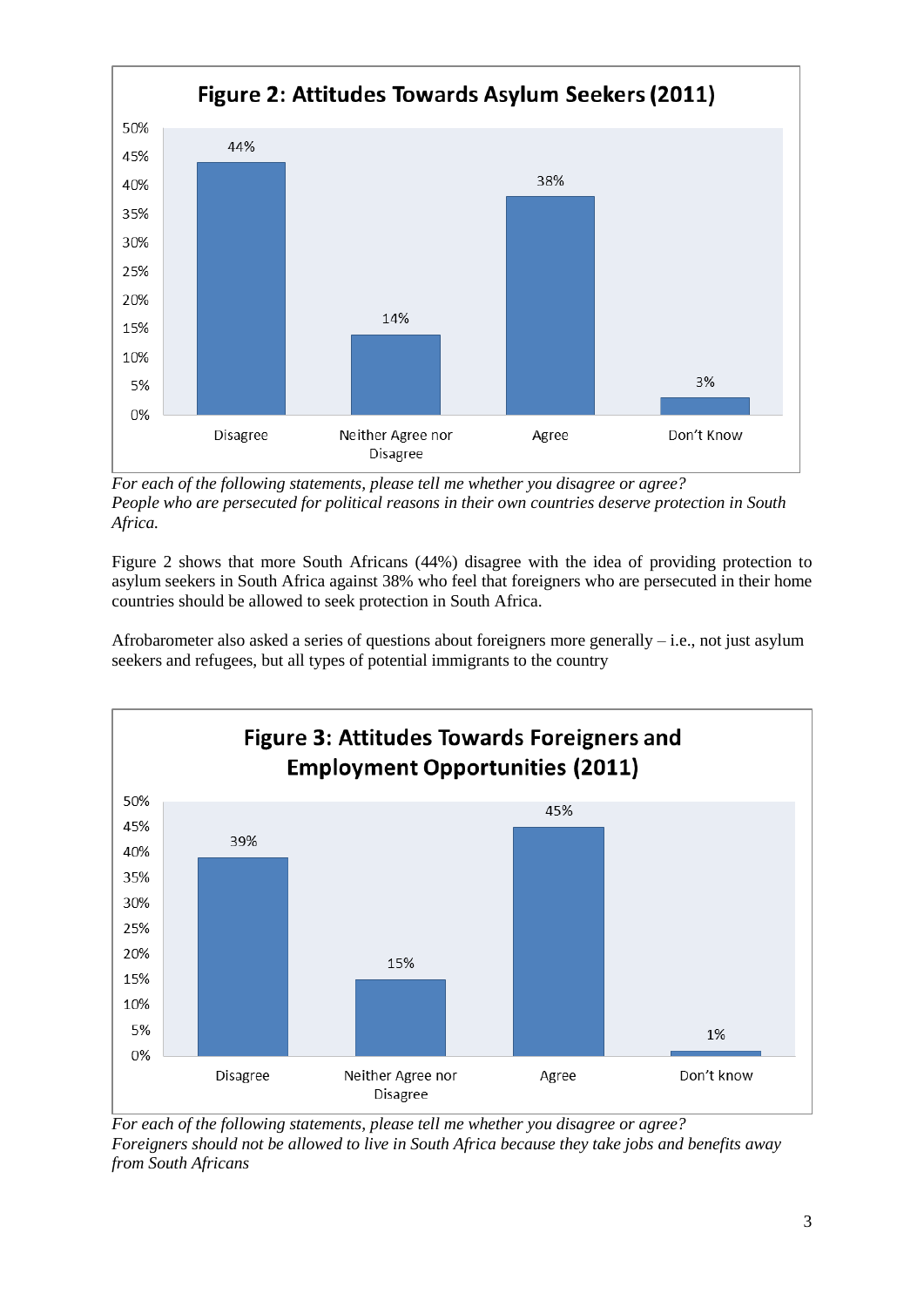**Figure 2: Attitudes Towards Asylum Seekers (2011)**

| Disagree | Neither Agree nor Disagree | Agree | Don't Know |
|---|---|---|---|
| 44% | 14% | 38% | 3% |

*For each of the following statements, please tell me whether you disagree or agree? People who are persecuted for political reasons in their own countries deserve protection in South Africa.*

Figure 2 shows that more South Africans (44%) disagree with the idea of providing protection to asylum seekers in South Africa against 38% who feel that foreigners who are persecuted in their home countries should be allowed to seek protection in South Africa.

Afrobarometer also asked a series of questions about foreigners more generally – i.e., not just asylum seekers and refugees, but all types of potential immigrants to the country

**Figure 3: Attitudes Towards Foreigners and Employment Opportunities (2011)**

| Disagree | Neither Agree nor Disagree | Agree | Don't know |
|---|---|---|---|
| 39% | 15% | 45% | 1% |

*For each of the following statements, please tell me whether you disagree or agree? Foreigners should not be allowed to live in South Africa because they take jobs and benefits away from South Africans*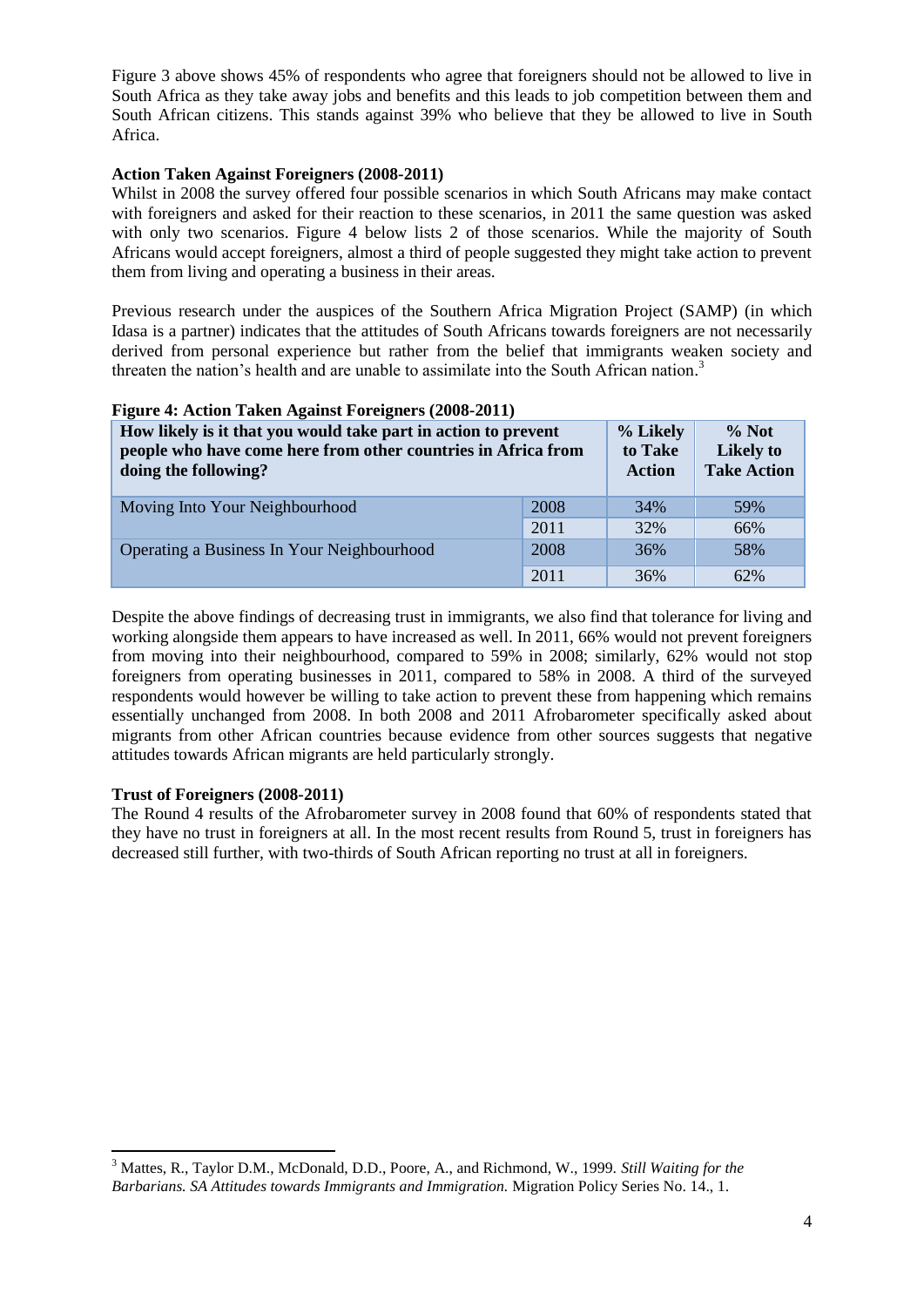Figure 3 above shows 45% of respondents who agree that foreigners should not be allowed to live in South Africa as they take away jobs and benefits and this leads to job competition between them and South African citizens. This stands against 39% who believe that they be allowed to live in South Africa.

**Action Taken Against Foreigners (2008-2011)**

Whilst in 2008 the survey offered four possible scenarios in which South Africans may make contact with foreigners and asked for their reaction to these scenarios, in 2011 the same question was asked with only two scenarios. Figure 4 below lists 2 of those scenarios. While the majority of South Africans would accept foreigners, almost a third of people suggested they might take action to prevent them from living and operating a business in their areas.

Previous research under the auspices of the Southern Africa Migration Project (SAMP) (in which Idasa is a partner) indicates that the attitudes of South Africans towards foreigners are not necessarily derived from personal experience but rather from the belief that immigrants weaken society and threaten the nation's health and are unable to assimilate into the South African nation.[3]

**Figure 4: Action Taken Against Foreigners (2008-2011)**

| How likely is it that you would take part in action to prevent people who have come here from other countries in Africa from doing the following? | | % Likely to Take Action | % Not Likely to Take Action |
|---|---|---|---|
| Moving Into Your Neighbourhood | 2008 | 34% | 59% |
| | 2011 | 32% | 66% |
| Operating a Business In Your Neighbourhood | 2008 | 36% | 58% |
| | 2011 | 36% | 62% |

Despite the above findings of decreasing trust in immigrants, we also find that tolerance for living and working alongside them appears to have increased as well. In 2011, 66% would not prevent foreigners from moving into their neighbourhood, compared to 59% in 2008; similarly, 62% would not stop foreigners from operating businesses in 2011, compared to 58% in 2008. A third of the surveyed respondents would however be willing to take action to prevent these from happening which remains essentially unchanged from 2008. In both 2008 and 2011 Afrobarometer specifically asked about migrants from other African countries because evidence from other sources suggests that negative attitudes towards African migrants are held particularly strongly.

**Trust of Foreigners (2008-2011)**

The Round 4 results of the Afrobarometer survey in 2008 found that 60% of respondents stated that they have no trust in foreigners at all. In the most recent results from Round 5, trust in foreigners has decreased still further, with two-thirds of South African reporting no trust at all in foreigners.

---

[3] Mattes, R., Taylor D.M., McDonald, D.D., Poore, A., and Richmond, W., 1999. *Still Waiting for the Barbarians. SA Attitudes towards Immigrants and Immigration.* Migration Policy Series No. 14., 1.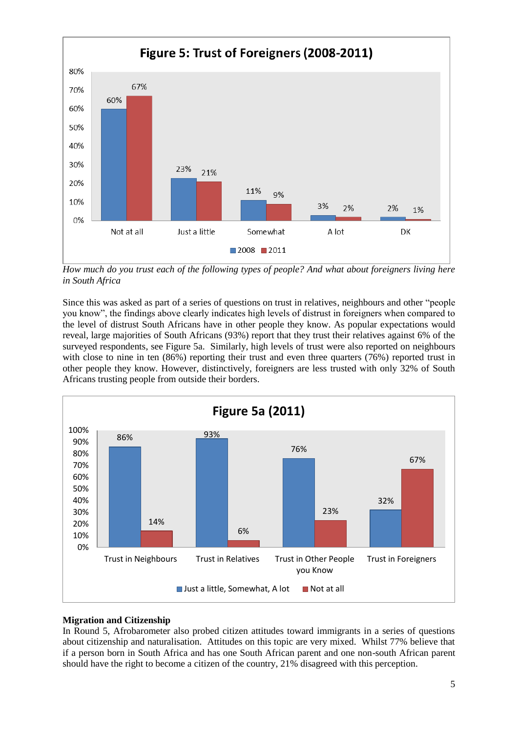**Figure 5: Trust of Foreigners (2008-2011)**

| | 2008 | 2011 |
|---|---|---|
| Not at all | 60% | 67% |
| Just a little | 23% | 21% |
| Somewhat | 11% | 9% |
| A lot | 3% | 2% |
| DK | 2% | 1% |

*How much do you trust each of the following types of people? And what about foreigners living here in South Africa*

Since this was asked as part of a series of questions on trust in relatives, neighbours and other "people you know", the findings above clearly indicates high levels of distrust in foreigners when compared to the level of distrust South Africans have in other people they know. As popular expectations would reveal, large majorities of South Africans (93%) report that they trust their relatives against 6% of the surveyed respondents, see Figure 5a. Similarly, high levels of trust were also reported on neighbours with close to nine in ten (86%) reporting their trust and even three quarters (76%) reported trust in other people they know. However, distinctively, foreigners are less trusted with only 32% of South Africans trusting people from outside their borders.

**Figure 5a (2011)**

| | Just a little, Somewhat, A lot | Not at all |
|---|---|---|
| Trust in Neighbours | 86% | 14% |
| Trust in Relatives | 93% | 6% |
| Trust in Other People you Know | 76% | 23% |
| Trust in Foreigners | 32% | 67% |

**Migration and Citizenship**

In Round 5, Afrobarometer also probed citizen attitudes toward immigrants in a series of questions about citizenship and naturalisation. Attitudes on this topic are very mixed. Whilst 77% believe that if a person born in South Africa and has one South African parent and one non-south African parent should have the right to become a citizen of the country, 21% disagreed with this perception.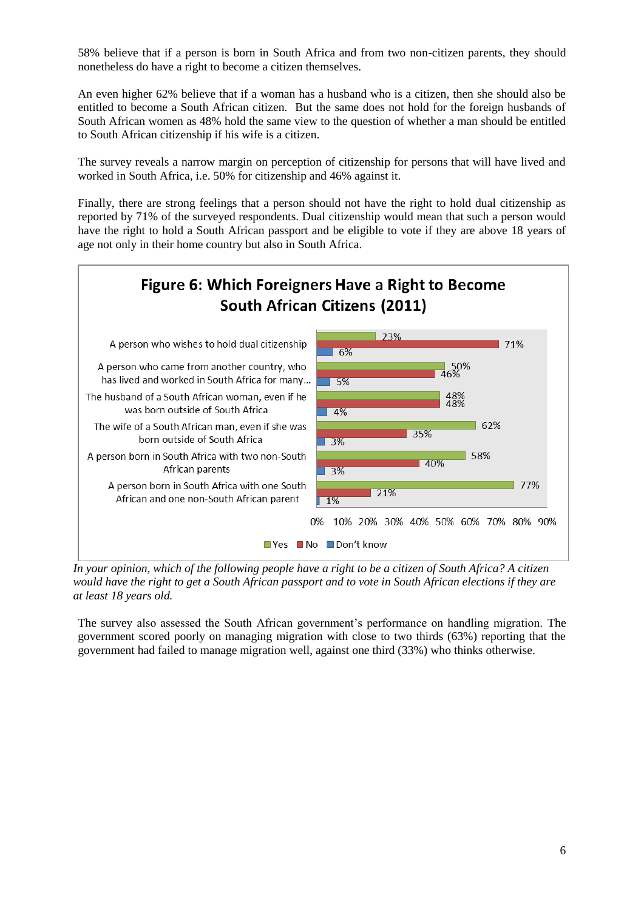58% believe that if a person is born in South Africa and from two non-citizen parents, they should nonetheless do have a right to become a citizen themselves.

An even higher 62% believe that if a woman has a husband who is a citizen, then she should also be entitled to become a South African citizen. But the same does not hold for the foreign husbands of South African women as 48% hold the same view to the question of whether a man should be entitled to South African citizenship if his wife is a citizen.

The survey reveals a narrow margin on perception of citizenship for persons that will have lived and worked in South Africa, i.e. 50% for citizenship and 46% against it.

Finally, there are strong feelings that a person should not have the right to hold dual citizenship as reported by 71% of the surveyed respondents. Dual citizenship would mean that such a person would have the right to hold a South African passport and be eligible to vote if they are above 18 years of age not only in their home country but also in South Africa.

**Figure 6: Which Foreigners Have a Right to Become South African Citizens (2011)**

| | Yes | No | Don't know |
|---|---|---|---|
| A person who wishes to hold dual citizenship | 23% | 71% | 6% |
| A person who came from another country, who has lived and worked in South Africa for many... | 50% | 46% | 5% |
| The husband of a South African woman, even if he was born outside of South Africa | 48% | 48% | 4% |
| The wife of a South African man, even if she was born outside of South Africa | 62% | 35% | 3% |
| A person born in South Africa with two non-South African parents | 58% | 40% | 3% |
| A person born in South Africa with one South African and one non-South African parent | 77% | 21% | 1% |

*In your opinion, which of the following people have a right to be a citizen of South Africa? A citizen would have the right to get a South African passport and to vote in South African elections if they are at least 18 years old.*

The survey also assessed the South African government's performance on handling migration. The government scored poorly on managing migration with close to two thirds (63%) reporting that the government had failed to manage migration well, against one third (33%) who thinks otherwise.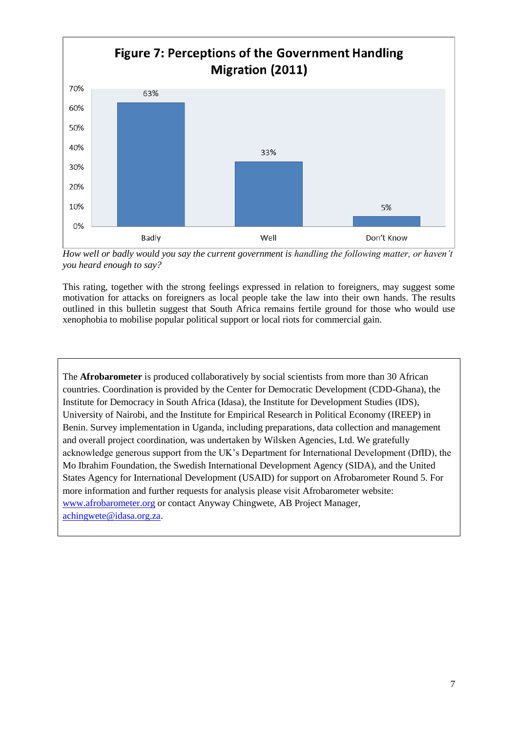**Figure 7: Perceptions of the Government Handling Migration (2011)**

70%
60%
50%
40%
30%
20%
10%
0%

63%
33%
5%

Badly
Well
Don't Know

*How well or badly would you say the current government is handling the following matter, or haven't you heard enough to say?*

This rating, together with the strong feelings expressed in relation to foreigners, may suggest some motivation for attacks on foreigners as local people take the law into their own hands. The results outlined in this bulletin suggest that South Africa remains fertile ground for those who would use xenophobia to mobilise popular political support or local riots for commercial gain.

The **Afrobarometer** is produced collaboratively by social scientists from more than 30 African countries. Coordination is provided by the Center for Democratic Development (CDD-Ghana), the Institute for Democracy in South Africa (Idasa), the Institute for Development Studies (IDS), University of Nairobi, and the Institute for Empirical Research in Political Economy (IREEP) in Benin. Survey implementation in Uganda, including preparations, data collection and management and overall project coordination, was undertaken by Wilsken Agencies, Ltd. We gratefully acknowledge generous support from the UK's Department for International Development (DfID), the Mo Ibrahim Foundation, the Swedish International Development Agency (SIDA), and the United States Agency for International Development (USAID) for support on Afrobarometer Round 5. For more information and further requests for analysis please visit Afrobarometer website: www.afrobarometer.org or contact Anyway Chingwete, AB Project Manager, achingwete@idasa.org.za.